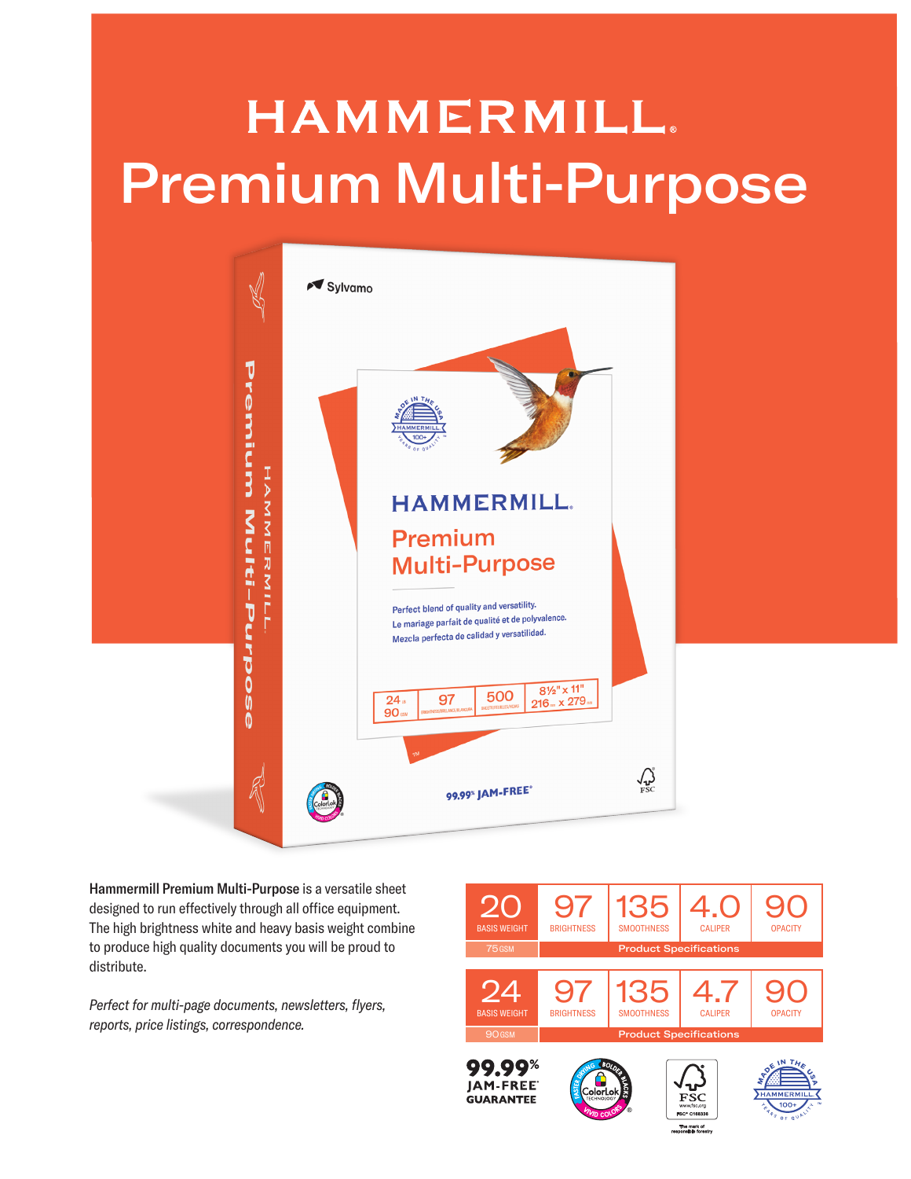# HAMMERMILL

# Premium Multi-Purpose

**Hammermill Premium Multi-Purpose** is a versatile sheet designed to run effectively through all office equipment. The high brightness white and heavy basis weight combine to produce high quality documents you will be proud to distribute.

*Perfect for multi-page documents, newsletters, flyers, reports, price listings, correspondence.*

| 20 BASIS WEIGHT | 97 BRIGHTNESS | 135 SMOOTHNESS | 4.0 CALIPER | 90 OPACITY |
|---|---|---|---|---|
| 75 GSM | Product Specifications | | | |

| 24 BASIS WEIGHT | 97 BRIGHTNESS | 135 SMOOTHNESS | 4.7 CALIPER | 90 OPACITY |
|---|---|---|---|---|
| 90 GSM | Product Specifications | | | |

99.99% JAM-FREE® GUARANTEE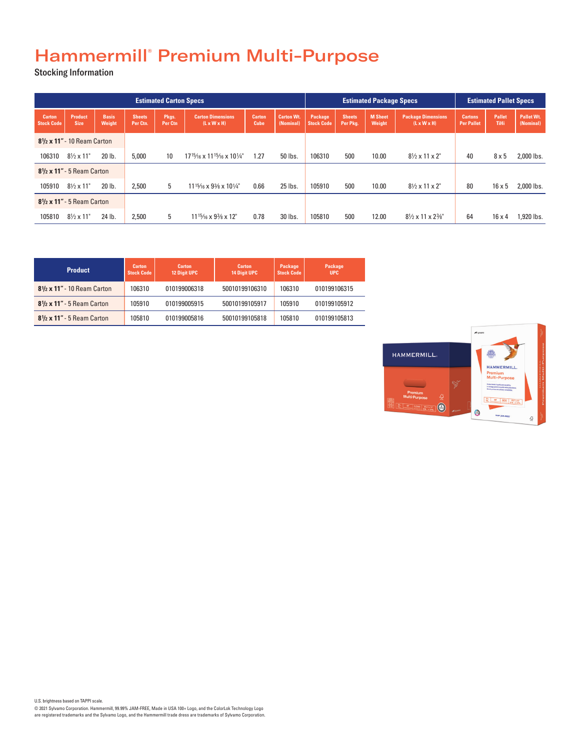# Hammermill® Premium Multi-Purpose

Stocking Information

| Estimated Carton Specs | | | | | | | | Estimated Package Specs | | | | Estimated Pallet Specs | | |
|---|---|---|---|---|---|---|---|---|---|---|---|---|---|---|
| Carton Stock Code | Product Size | Basis Weight | Sheets Per Ctn. | Pkgs. Per Ctn | Carton Dimensions (L x W x H) | Carton Cube | Carton Wt. (Nominal) | Package Stock Code | Sheets Per Pkg. | M Sheet Weight | Package Dimensions (L x W x H) | Cartons Per Pallet | Pallet TiHi | Pallet Wt. (Nominal) |
| **8½ x 11"** - 10 Ream Carton | | | | | | | | | | | | | | |
| 106310 | 8½ x 11" | 20 lb. | 5,000 | 10 | 17 15/16 x 11 15/16 x 10¼" | 1.27 | 50 lbs. | 106310 | 500 | 10.00 | 8½ x 11 x 2" | 40 | 8 x 5 | 2,000 lbs. |
| **8½ x 11"** - 5 Ream Carton | | | | | | | | | | | | | | |
| 105910 | 8½ x 11" | 20 lb. | 2,500 | 5 | 11 15/16 x 9⅜ x 10¼" | 0.66 | 25 lbs. | 105910 | 500 | 10.00 | 8½ x 11 x 2" | 80 | 16 x 5 | 2,000 lbs. |
| **8½ x 11"** - 5 Ream Carton | | | | | | | | | | | | | | |
| 105810 | 8½ x 11" | 24 lb. | 2,500 | 5 | 11 15/16 x 9⅜ x 12" | 0.78 | 30 lbs. | 105810 | 500 | 12.00 | 8½ x 11 x 2⅜" | 64 | 16 x 4 | 1,920 lbs. |

| Product | Carton Stock Code | Carton 12 Digit UPC | Carton 14 Digit UPC | Package Stock Code | Package UPC |
|---|---|---|---|---|---|
| **8½ x 11"** - 10 Ream Carton | 106310 | 010199006318 | 50010199106310 | 106310 | 010199106315 |
| **8½ x 11"** - 5 Ream Carton | 105910 | 010199005915 | 50010199105917 | 105910 | 010199105912 |
| **8½ x 11"** - 5 Ream Carton | 105810 | 010199005816 | 50010199105818 | 105810 | 010199105813 |

U.S. brightness based on TAPPI scale.

© 2021 Sylvamo Corporation. Hammermill, 99.99% JAM-FREE, Made in USA 100+ Logo, and the ColorLok Technology Logo are registered trademarks and the Sylvamo Logo, and the Hammermill trade dress are trademarks of Sylvamo Corporation.